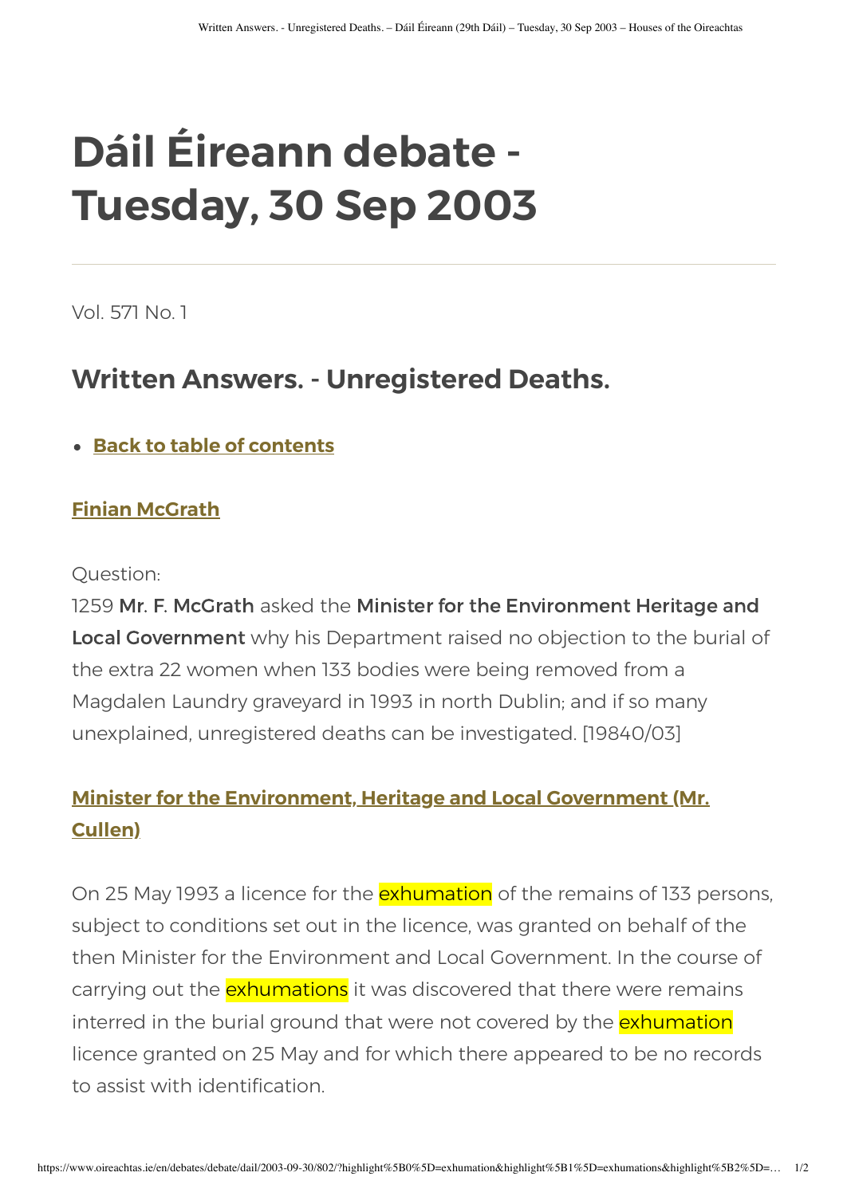# Dáil Éireann debate - Tuesday, 30 Sep 2003

Vol. 571 No. 1

## Written Answers. - Unregistered Deaths.

- **Back to table of contents**

### Finian McGrath

Question:
1259 **Mr. F. McGrath** asked the **Minister for the Environment Heritage and Local Government** why his Department raised no objection to the burial of the extra 22 women when 133 bodies were being removed from a Magdalen Laundry graveyard in 1993 in north Dublin; and if so many unexplained, unregistered deaths can be investigated. [19840/03]

### Minister for the Environment, Heritage and Local Government (Mr. Cullen)

On 25 May 1993 a licence for the exhumation of the remains of 133 persons, subject to conditions set out in the licence, was granted on behalf of the then Minister for the Environment and Local Government. In the course of carrying out the exhumations it was discovered that there were remains interred in the burial ground that were not covered by the exhumation licence granted on 25 May and for which there appeared to be no records to assist with identification.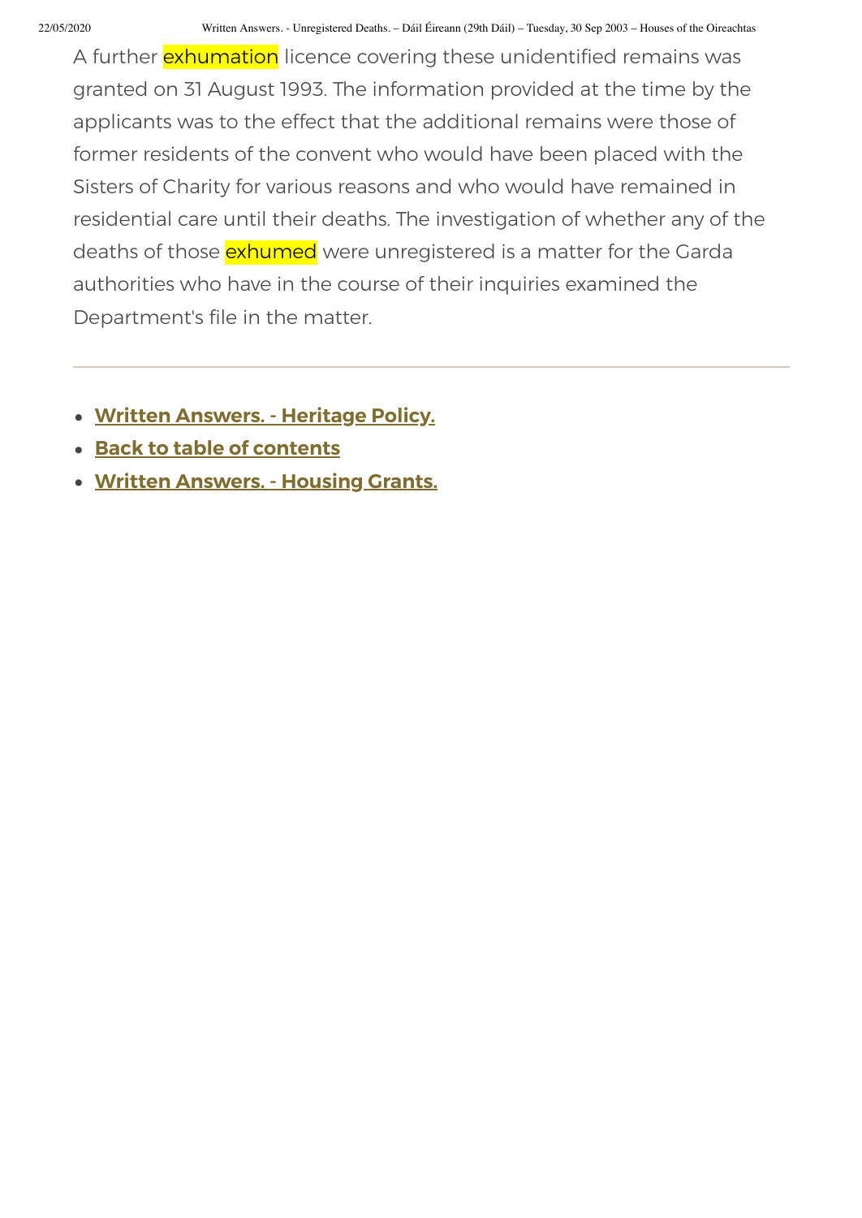A further exhumation licence covering these unidentified remains was granted on 31 August 1993. The information provided at the time by the applicants was to the effect that the additional remains were those of former residents of the convent who would have been placed with the Sisters of Charity for various reasons and who would have remained in residential care until their deaths. The investigation of whether any of the deaths of those exhumed were unregistered is a matter for the Garda authorities who have in the course of their inquiries examined the Department's file in the matter.

---

- **Written Answers. - Heritage Policy.**
- **Back to table of contents**
- **Written Answers. - Housing Grants.**